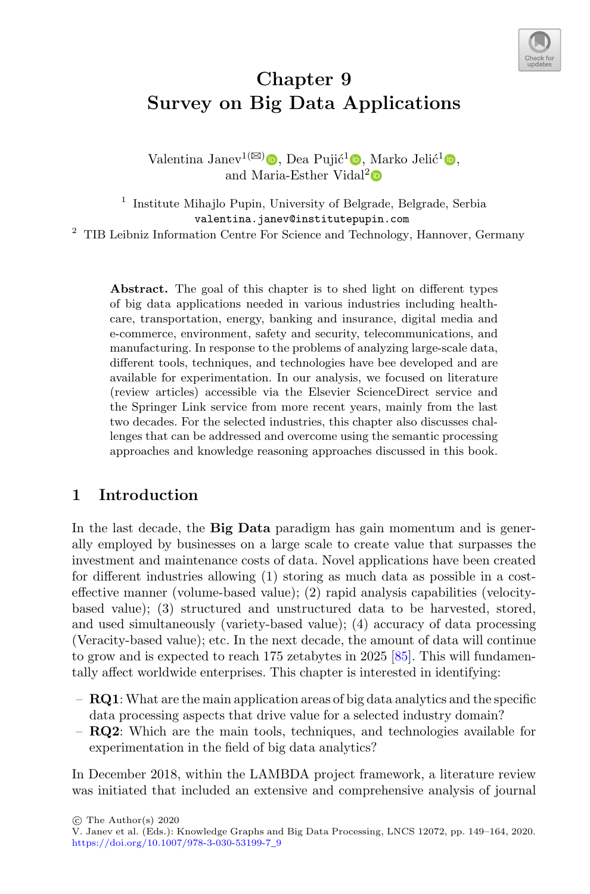# Chapter 9
# Survey on Big Data Applications

Valentina Janev[1](✉), Dea Pujić[1], Marko Jelić[1], and Maria-Esther Vidal[2]

[1] Institute Mihajlo Pupin, University of Belgrade, Belgrade, Serbia
valentina.janev@institutepupin.com

[2] TIB Leibniz Information Centre For Science and Technology, Hannover, Germany

**Abstract.** The goal of this chapter is to shed light on different types of big data applications needed in various industries including healthcare, transportation, energy, banking and insurance, digital media and e-commerce, environment, safety and security, telecommunications, and manufacturing. In response to the problems of analyzing large-scale data, different tools, techniques, and technologies have bee developed and are available for experimentation. In our analysis, we focused on literature (review articles) accessible via the Elsevier ScienceDirect service and the Springer Link service from more recent years, mainly from the last two decades. For the selected industries, this chapter also discusses challenges that can be addressed and overcome using the semantic processing approaches and knowledge reasoning approaches discussed in this book.

## 1 Introduction

In the last decade, the **Big Data** paradigm has gain momentum and is generally employed by businesses on a large scale to create value that surpasses the investment and maintenance costs of data. Novel applications have been created for different industries allowing (1) storing as much data as possible in a cost-effective manner (volume-based value); (2) rapid analysis capabilities (velocity-based value); (3) structured and unstructured data to be harvested, stored, and used simultaneously (variety-based value); (4) accuracy of data processing (Veracity-based value); etc. In the next decade, the amount of data will continue to grow and is expected to reach 175 zetabytes in 2025 [85]. This will fundamentally affect worldwide enterprises. This chapter is interested in identifying:

- **RQ1**: What are the main application areas of big data analytics and the specific data processing aspects that drive value for a selected industry domain?
- **RQ2**: Which are the main tools, techniques, and technologies available for experimentation in the field of big data analytics?

In December 2018, within the LAMBDA project framework, a literature review was initiated that included an extensive and comprehensive analysis of journal

© The Author(s) 2020
V. Janev et al. (Eds.): Knowledge Graphs and Big Data Processing, LNCS 12072, pp. 149–164, 2020.
https://doi.org/10.1007/978-3-030-53199-7_9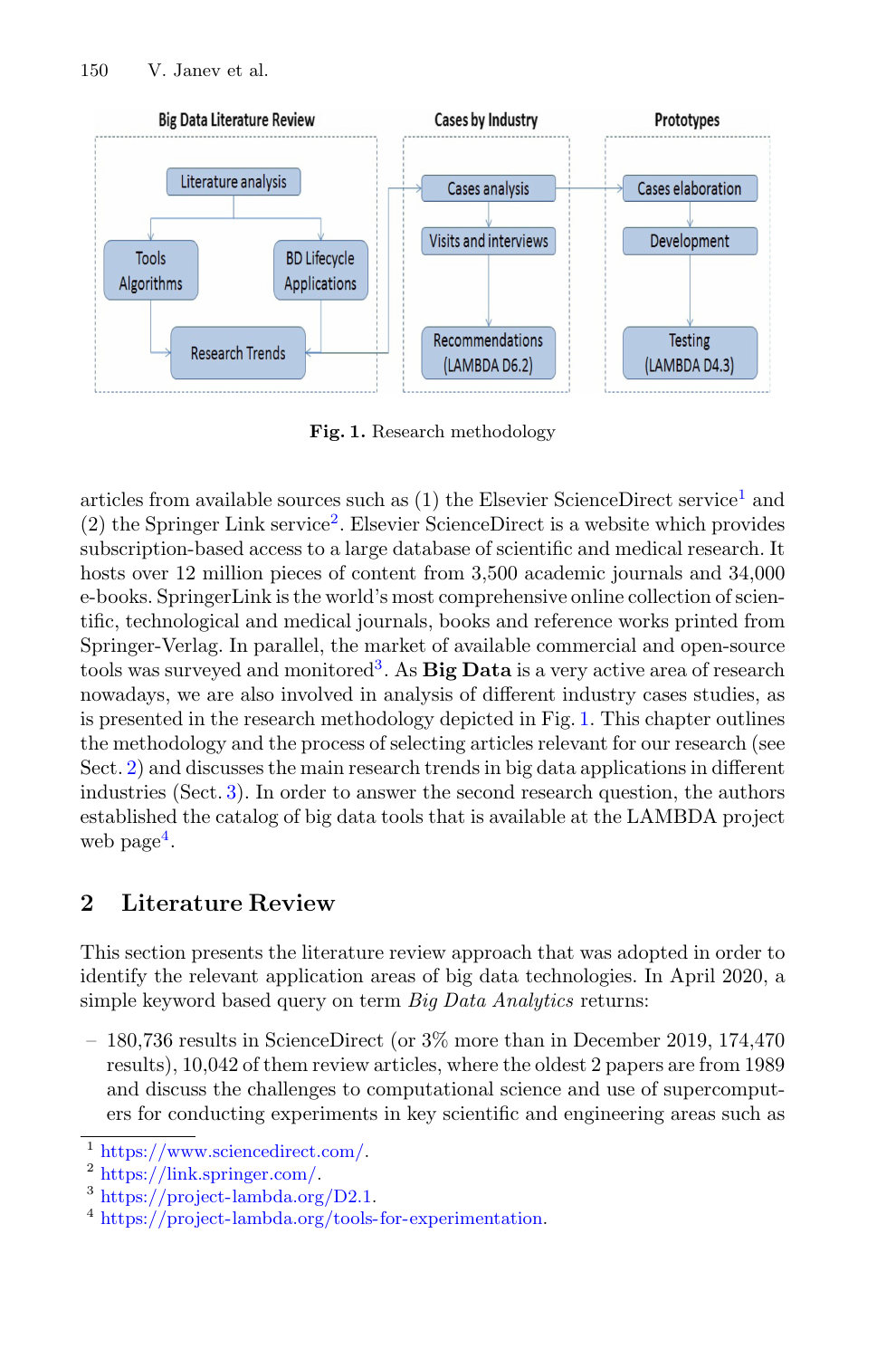Fig. 1. Research methodology

articles from available sources such as (1) the Elsevier ScienceDirect service[1] and (2) the Springer Link service[2]. Elsevier ScienceDirect is a website which provides subscription-based access to a large database of scientific and medical research. It hosts over 12 million pieces of content from 3,500 academic journals and 34,000 e-books. SpringerLink is the world's most comprehensive online collection of scientific, technological and medical journals, books and reference works printed from Springer-Verlag. In parallel, the market of available commercial and open-source tools was surveyed and monitored[3]. As **Big Data** is a very active area of research nowadays, we are also involved in analysis of different industry cases studies, as is presented in the research methodology depicted in Fig. 1. This chapter outlines the methodology and the process of selecting articles relevant for our research (see Sect. 2) and discusses the main research trends in big data applications in different industries (Sect. 3). In order to answer the second research question, the authors established the catalog of big data tools that is available at the LAMBDA project web page[4].

## 2 Literature Review

This section presents the literature review approach that was adopted in order to identify the relevant application areas of big data technologies. In April 2020, a simple keyword based query on term *Big Data Analytics* returns:

- 180,736 results in ScienceDirect (or 3% more than in December 2019, 174,470 results), 10,042 of them review articles, where the oldest 2 papers are from 1989 and discuss the challenges to computational science and use of supercomputers for conducting experiments in key scientific and engineering areas such as

[1] https://www.sciencedirect.com/.
[2] https://link.springer.com/.
[3] https://project-lambda.org/D2.1.
[4] https://project-lambda.org/tools-for-experimentation.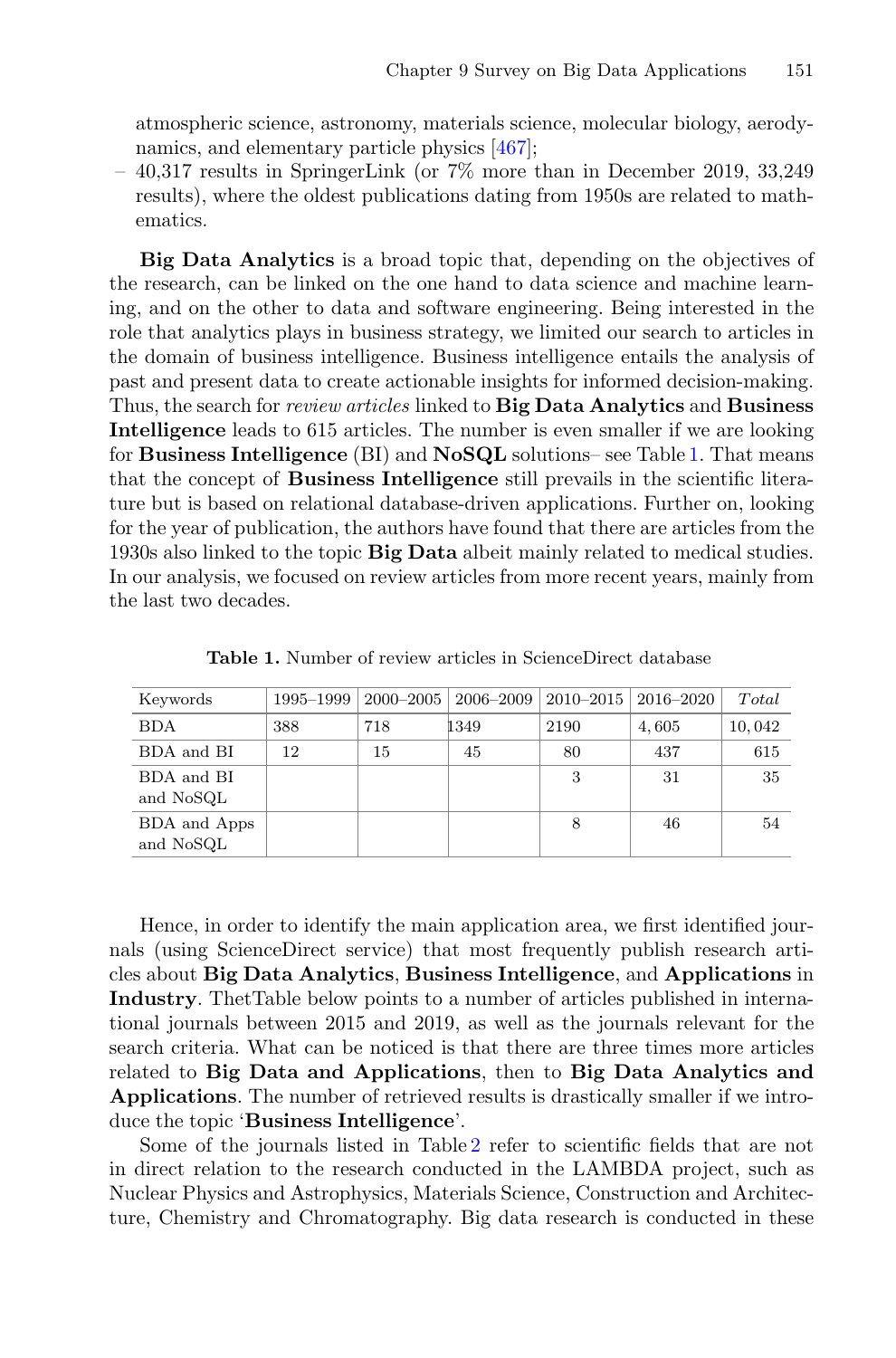atmospheric science, astronomy, materials science, molecular biology, aerodynamics, and elementary particle physics [467];

– 40,317 results in SpringerLink (or 7% more than in December 2019, 33,249 results), where the oldest publications dating from 1950s are related to mathematics.

**Big Data Analytics** is a broad topic that, depending on the objectives of the research, can be linked on the one hand to data science and machine learning, and on the other to data and software engineering. Being interested in the role that analytics plays in business strategy, we limited our search to articles in the domain of business intelligence. Business intelligence entails the analysis of past and present data to create actionable insights for informed decision-making. Thus, the search for *review articles* linked to **Big Data Analytics** and **Business Intelligence** leads to 615 articles. The number is even smaller if we are looking for **Business Intelligence** (BI) and **NoSQL** solutions– see Table 1. That means that the concept of **Business Intelligence** still prevails in the scientific literature but is based on relational database-driven applications. Further on, looking for the year of publication, the authors have found that there are articles from the 1930s also linked to the topic **Big Data** albeit mainly related to medical studies. In our analysis, we focused on review articles from more recent years, mainly from the last two decades.

**Table 1.** Number of review articles in ScienceDirect database

| Keywords | 1995–1999 | 2000–2005 | 2006–2009 | 2010–2015 | 2016–2020 | *Total* |
|---|---|---|---|---|---|---|
| BDA | 388 | 718 | 1349 | 2190 | 4,605 | 10,042 |
| BDA and BI | 12 | 15 | 45 | 80 | 437 | 615 |
| BDA and BI and NoSQL | | | | 3 | 31 | 35 |
| BDA and Apps and NoSQL | | | | 8 | 46 | 54 |

Hence, in order to identify the main application area, we first identified journals (using ScienceDirect service) that most frequently publish research articles about **Big Data Analytics**, **Business Intelligence**, and **Applications** in **Industry**. ThetTable below points to a number of articles published in international journals between 2015 and 2019, as well as the journals relevant for the search criteria. What can be noticed is that there are three times more articles related to **Big Data and Applications**, then to **Big Data Analytics and Applications**. The number of retrieved results is drastically smaller if we introduce the topic '**Business Intelligence**'.

Some of the journals listed in Table 2 refer to scientific fields that are not in direct relation to the research conducted in the LAMBDA project, such as Nuclear Physics and Astrophysics, Materials Science, Construction and Architecture, Chemistry and Chromatography. Big data research is conducted in these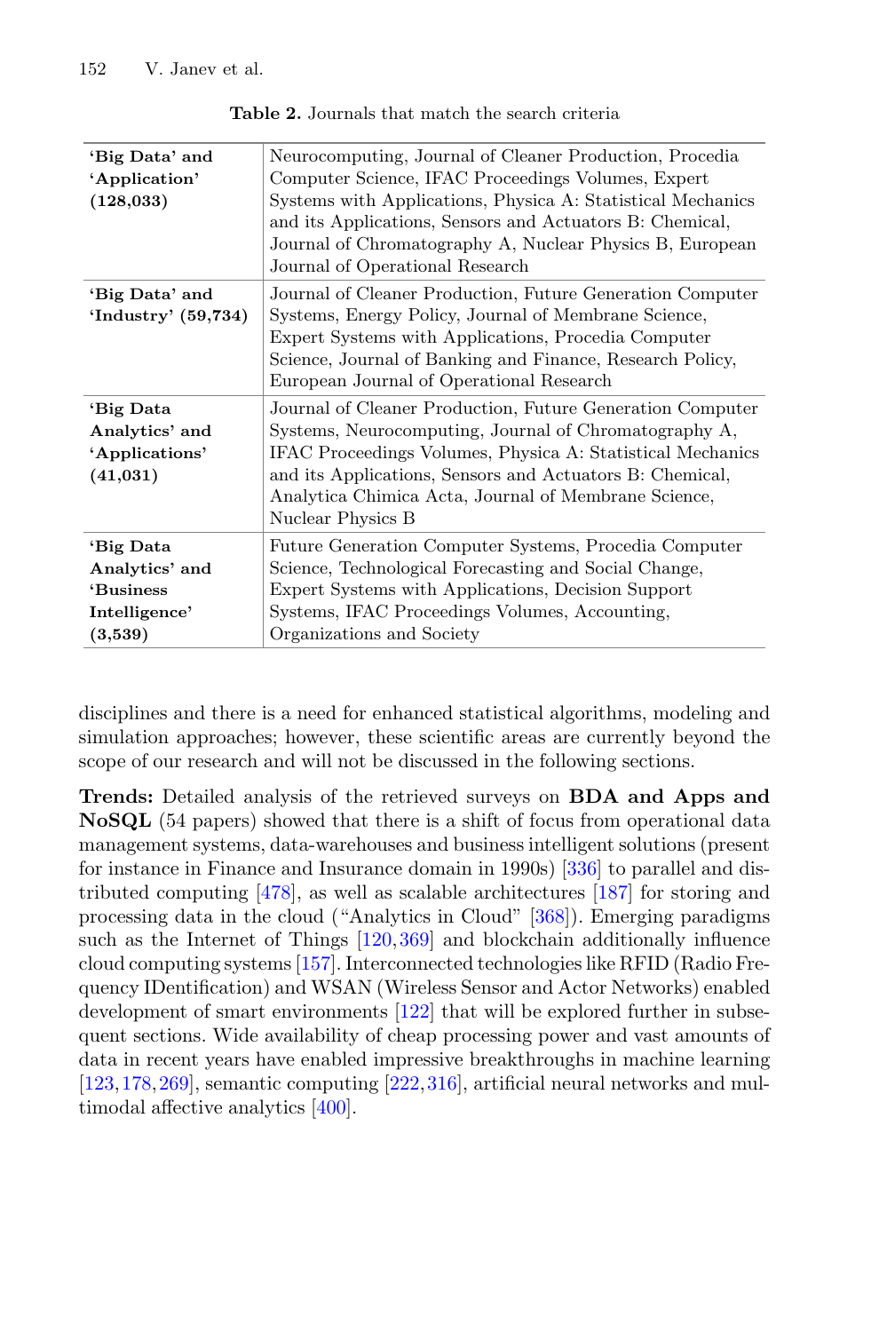**Table 2.** Journals that match the search criteria

| | |
|---|---|
| **'Big Data' and 'Application' (128,033)** | Neurocomputing, Journal of Cleaner Production, Procedia Computer Science, IFAC Proceedings Volumes, Expert Systems with Applications, Physica A: Statistical Mechanics and its Applications, Sensors and Actuators B: Chemical, Journal of Chromatography A, Nuclear Physics B, European Journal of Operational Research |
| **'Big Data' and 'Industry' (59,734)** | Journal of Cleaner Production, Future Generation Computer Systems, Energy Policy, Journal of Membrane Science, Expert Systems with Applications, Procedia Computer Science, Journal of Banking and Finance, Research Policy, European Journal of Operational Research |
| **'Big Data Analytics' and 'Applications' (41,031)** | Journal of Cleaner Production, Future Generation Computer Systems, Neurocomputing, Journal of Chromatography A, IFAC Proceedings Volumes, Physica A: Statistical Mechanics and its Applications, Sensors and Actuators B: Chemical, Analytica Chimica Acta, Journal of Membrane Science, Nuclear Physics B |
| **'Big Data Analytics' and 'Business Intelligence' (3,539)** | Future Generation Computer Systems, Procedia Computer Science, Technological Forecasting and Social Change, Expert Systems with Applications, Decision Support Systems, IFAC Proceedings Volumes, Accounting, Organizations and Society |

disciplines and there is a need for enhanced statistical algorithms, modeling and simulation approaches; however, these scientific areas are currently beyond the scope of our research and will not be discussed in the following sections.

**Trends:** Detailed analysis of the retrieved surveys on **BDA and Apps and NoSQL** (54 papers) showed that there is a shift of focus from operational data management systems, data-warehouses and business intelligent solutions (present for instance in Finance and Insurance domain in 1990s) [336] to parallel and distributed computing [478], as well as scalable architectures [187] for storing and processing data in the cloud ("Analytics in Cloud" [368]). Emerging paradigms such as the Internet of Things [120,369] and blockchain additionally influence cloud computing systems [157]. Interconnected technologies like RFID (Radio Frequency IDentification) and WSAN (Wireless Sensor and Actor Networks) enabled development of smart environments [122] that will be explored further in subsequent sections. Wide availability of cheap processing power and vast amounts of data in recent years have enabled impressive breakthroughs in machine learning [123,178,269], semantic computing [222,316], artificial neural networks and multimodal affective analytics [400].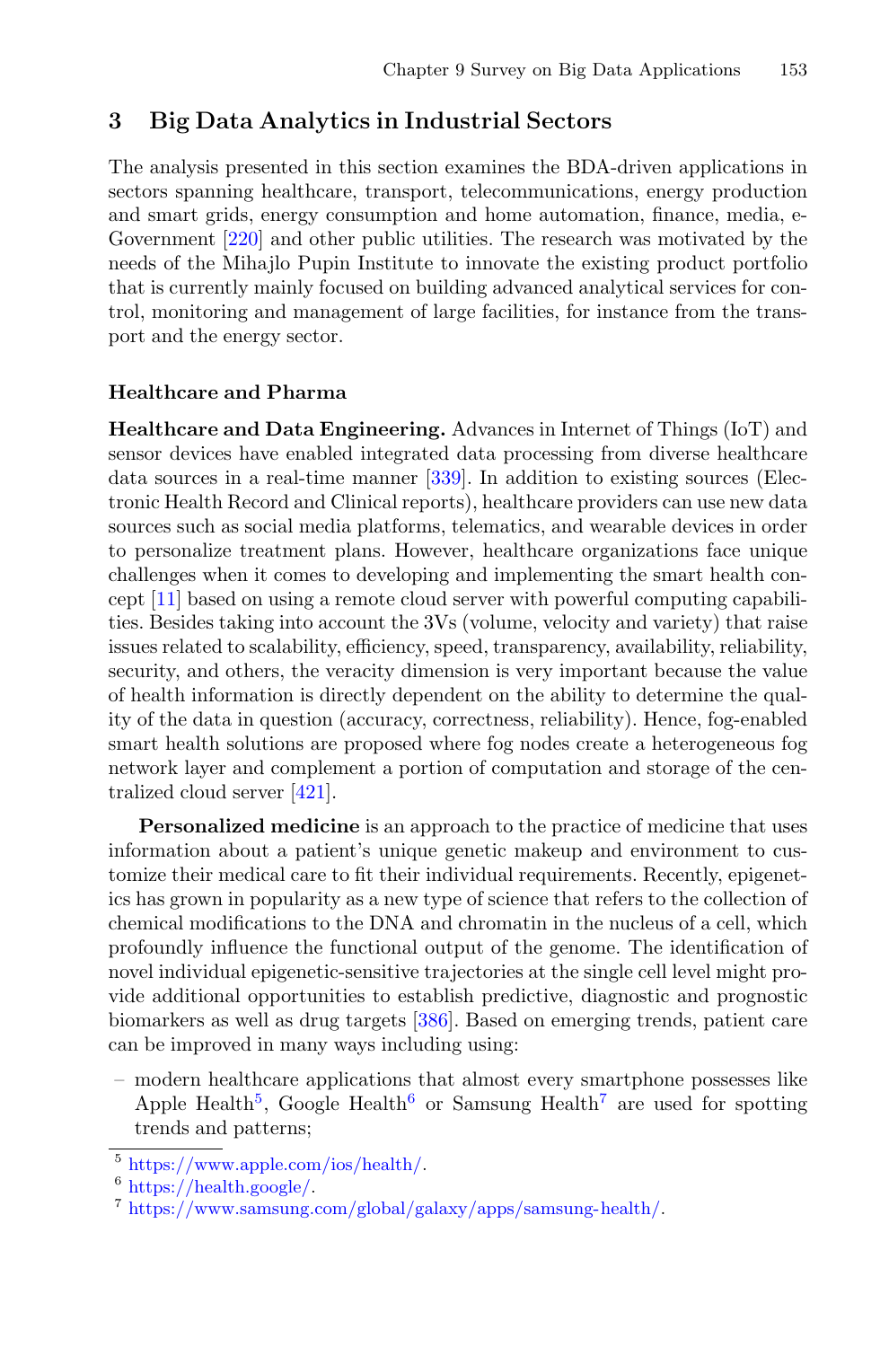## 3 Big Data Analytics in Industrial Sectors

The analysis presented in this section examines the BDA-driven applications in sectors spanning healthcare, transport, telecommunications, energy production and smart grids, energy consumption and home automation, finance, media, e-Government [220] and other public utilities. The research was motivated by the needs of the Mihajlo Pupin Institute to innovate the existing product portfolio that is currently mainly focused on building advanced analytical services for control, monitoring and management of large facilities, for instance from the transport and the energy sector.

### Healthcare and Pharma

**Healthcare and Data Engineering.** Advances in Internet of Things (IoT) and sensor devices have enabled integrated data processing from diverse healthcare data sources in a real-time manner [339]. In addition to existing sources (Electronic Health Record and Clinical reports), healthcare providers can use new data sources such as social media platforms, telematics, and wearable devices in order to personalize treatment plans. However, healthcare organizations face unique challenges when it comes to developing and implementing the smart health concept [11] based on using a remote cloud server with powerful computing capabilities. Besides taking into account the 3Vs (volume, velocity and variety) that raise issues related to scalability, efficiency, speed, transparency, availability, reliability, security, and others, the veracity dimension is very important because the value of health information is directly dependent on the ability to determine the quality of the data in question (accuracy, correctness, reliability). Hence, fog-enabled smart health solutions are proposed where fog nodes create a heterogeneous fog network layer and complement a portion of computation and storage of the centralized cloud server [421].

**Personalized medicine** is an approach to the practice of medicine that uses information about a patient's unique genetic makeup and environment to customize their medical care to fit their individual requirements. Recently, epigenetics has grown in popularity as a new type of science that refers to the collection of chemical modifications to the DNA and chromatin in the nucleus of a cell, which profoundly influence the functional output of the genome. The identification of novel individual epigenetic-sensitive trajectories at the single cell level might provide additional opportunities to establish predictive, diagnostic and prognostic biomarkers as well as drug targets [386]. Based on emerging trends, patient care can be improved in many ways including using:

– modern healthcare applications that almost every smartphone possesses like Apple Health[5], Google Health[6] or Samsung Health[7] are used for spotting trends and patterns;

[5] https://www.apple.com/ios/health/.

[6] https://health.google/.

[7] https://www.samsung.com/global/galaxy/apps/samsung-health/.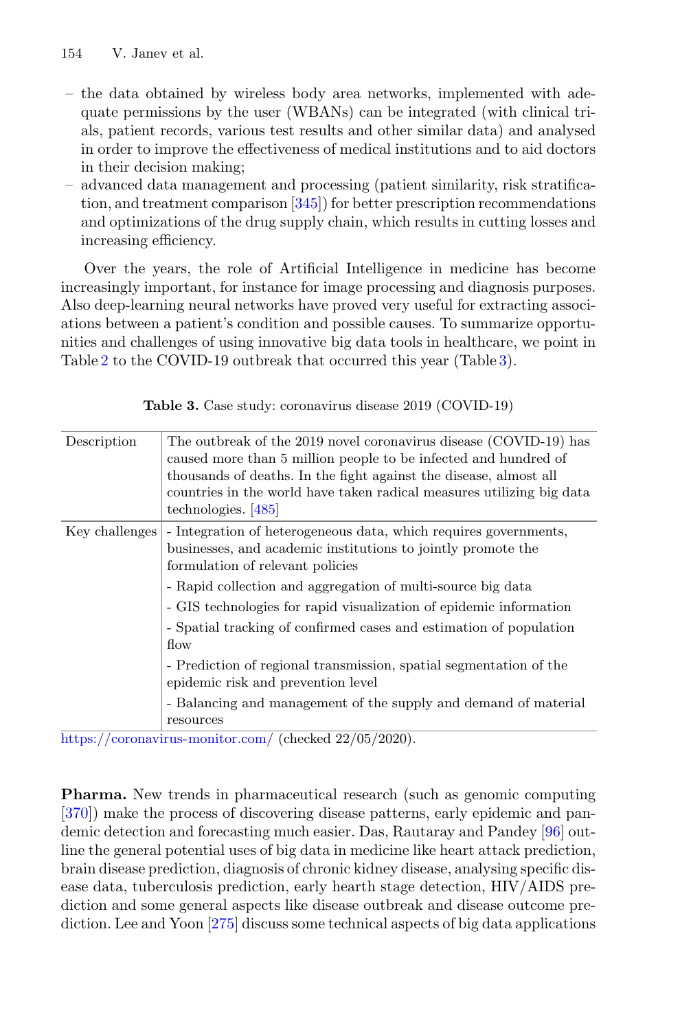- the data obtained by wireless body area networks, implemented with adequate permissions by the user (WBANs) can be integrated (with clinical trials, patient records, various test results and other similar data) and analysed in order to improve the effectiveness of medical institutions and to aid doctors in their decision making;
- advanced data management and processing (patient similarity, risk stratification, and treatment comparison [345]) for better prescription recommendations and optimizations of the drug supply chain, which results in cutting losses and increasing efficiency.

Over the years, the role of Artificial Intelligence in medicine has become increasingly important, for instance for image processing and diagnosis purposes. Also deep-learning neural networks have proved very useful for extracting associations between a patient's condition and possible causes. To summarize opportunities and challenges of using innovative big data tools in healthcare, we point in Table 2 to the COVID-19 outbreak that occurred this year (Table 3).

**Table 3.** Case study: coronavirus disease 2019 (COVID-19)

| | |
|---|---|
| Description | The outbreak of the 2019 novel coronavirus disease (COVID-19) has caused more than 5 million people to be infected and hundred of thousands of deaths. In the fight against the disease, almost all countries in the world have taken radical measures utilizing big data technologies. [485] |
| Key challenges | - Integration of heterogeneous data, which requires governments, businesses, and academic institutions to jointly promote the formulation of relevant policies<br>- Rapid collection and aggregation of multi-source big data<br>- GIS technologies for rapid visualization of epidemic information<br>- Spatial tracking of confirmed cases and estimation of population flow<br>- Prediction of regional transmission, spatial segmentation of the epidemic risk and prevention level<br>- Balancing and management of the supply and demand of material resources |

https://coronavirus-monitor.com/ (checked 22/05/2020).

**Pharma.** New trends in pharmaceutical research (such as genomic computing [370]) make the process of discovering disease patterns, early epidemic and pandemic detection and forecasting much easier. Das, Rautaray and Pandey [96] outline the general potential uses of big data in medicine like heart attack prediction, brain disease prediction, diagnosis of chronic kidney disease, analysing specific disease data, tuberculosis prediction, early hearth stage detection, HIV/AIDS prediction and some general aspects like disease outbreak and disease outcome prediction. Lee and Yoon [275] discuss some technical aspects of big data applications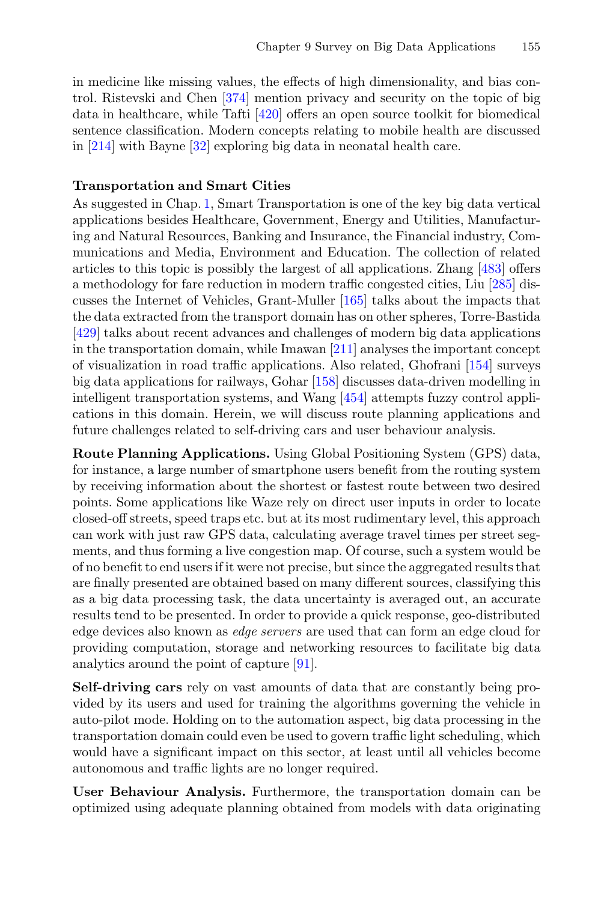in medicine like missing values, the effects of high dimensionality, and bias control. Ristevski and Chen [374] mention privacy and security on the topic of big data in healthcare, while Tafti [420] offers an open source toolkit for biomedical sentence classification. Modern concepts relating to mobile health are discussed in [214] with Bayne [32] exploring big data in neonatal health care.

**Transportation and Smart Cities**

As suggested in Chap. 1, Smart Transportation is one of the key big data vertical applications besides Healthcare, Government, Energy and Utilities, Manufacturing and Natural Resources, Banking and Insurance, the Financial industry, Communications and Media, Environment and Education. The collection of related articles to this topic is possibly the largest of all applications. Zhang [483] offers a methodology for fare reduction in modern traffic congested cities, Liu [285] discusses the Internet of Vehicles, Grant-Muller [165] talks about the impacts that the data extracted from the transport domain has on other spheres, Torre-Bastida [429] talks about recent advances and challenges of modern big data applications in the transportation domain, while Imawan [211] analyses the important concept of visualization in road traffic applications. Also related, Ghofrani [154] surveys big data applications for railways, Gohar [158] discusses data-driven modelling in intelligent transportation systems, and Wang [454] attempts fuzzy control applications in this domain. Herein, we will discuss route planning applications and future challenges related to self-driving cars and user behaviour analysis.

**Route Planning Applications.** Using Global Positioning System (GPS) data, for instance, a large number of smartphone users benefit from the routing system by receiving information about the shortest or fastest route between two desired points. Some applications like Waze rely on direct user inputs in order to locate closed-off streets, speed traps etc. but at its most rudimentary level, this approach can work with just raw GPS data, calculating average travel times per street segments, and thus forming a live congestion map. Of course, such a system would be of no benefit to end users if it were not precise, but since the aggregated results that are finally presented are obtained based on many different sources, classifying this as a big data processing task, the data uncertainty is averaged out, an accurate results tend to be presented. In order to provide a quick response, geo-distributed edge devices also known as *edge servers* are used that can form an edge cloud for providing computation, storage and networking resources to facilitate big data analytics around the point of capture [91].

**Self-driving cars** rely on vast amounts of data that are constantly being provided by its users and used for training the algorithms governing the vehicle in auto-pilot mode. Holding on to the automation aspect, big data processing in the transportation domain could even be used to govern traffic light scheduling, which would have a significant impact on this sector, at least until all vehicles become autonomous and traffic lights are no longer required.

**User Behaviour Analysis.** Furthermore, the transportation domain can be optimized using adequate planning obtained from models with data originating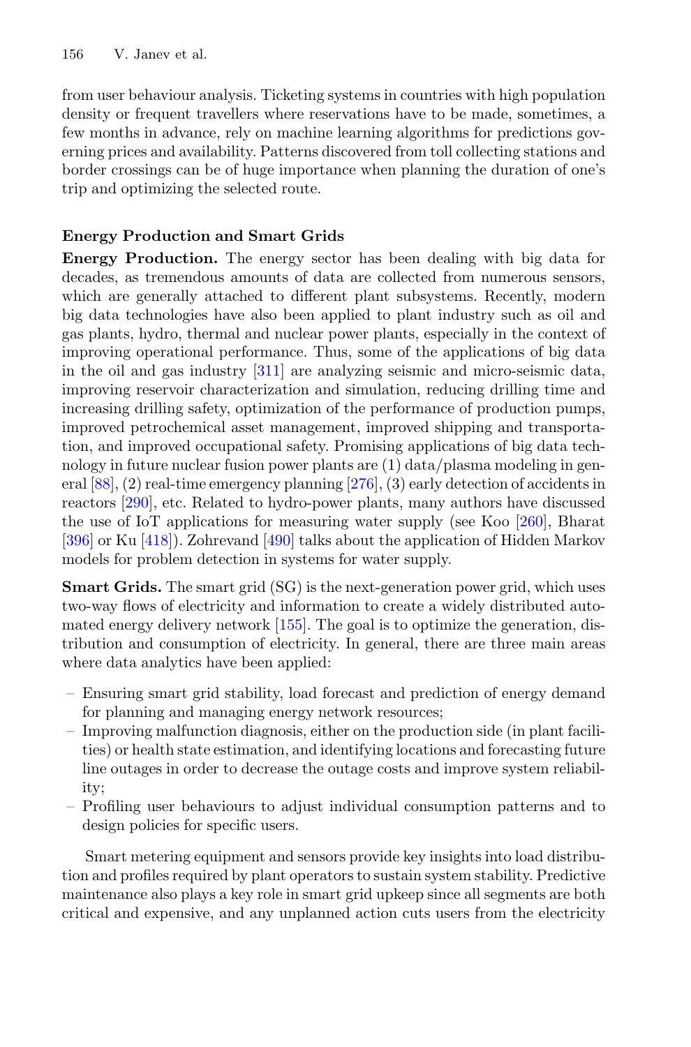from user behaviour analysis. Ticketing systems in countries with high population density or frequent travellers where reservations have to be made, sometimes, a few months in advance, rely on machine learning algorithms for predictions governing prices and availability. Patterns discovered from toll collecting stations and border crossings can be of huge importance when planning the duration of one's trip and optimizing the selected route.

### Energy Production and Smart Grids

**Energy Production.** The energy sector has been dealing with big data for decades, as tremendous amounts of data are collected from numerous sensors, which are generally attached to different plant subsystems. Recently, modern big data technologies have also been applied to plant industry such as oil and gas plants, hydro, thermal and nuclear power plants, especially in the context of improving operational performance. Thus, some of the applications of big data in the oil and gas industry [311] are analyzing seismic and micro-seismic data, improving reservoir characterization and simulation, reducing drilling time and increasing drilling safety, optimization of the performance of production pumps, improved petrochemical asset management, improved shipping and transportation, and improved occupational safety. Promising applications of big data technology in future nuclear fusion power plants are (1) data/plasma modeling in general [88], (2) real-time emergency planning [276], (3) early detection of accidents in reactors [290], etc. Related to hydro-power plants, many authors have discussed the use of IoT applications for measuring water supply (see Koo [260], Bharat [396] or Ku [418]). Zohrevand [490] talks about the application of Hidden Markov models for problem detection in systems for water supply.

**Smart Grids.** The smart grid (SG) is the next-generation power grid, which uses two-way flows of electricity and information to create a widely distributed automated energy delivery network [155]. The goal is to optimize the generation, distribution and consumption of electricity. In general, there are three main areas where data analytics have been applied:

- Ensuring smart grid stability, load forecast and prediction of energy demand for planning and managing energy network resources;
- Improving malfunction diagnosis, either on the production side (in plant facilities) or health state estimation, and identifying locations and forecasting future line outages in order to decrease the outage costs and improve system reliability;
- Profiling user behaviours to adjust individual consumption patterns and to design policies for specific users.

Smart metering equipment and sensors provide key insights into load distribution and profiles required by plant operators to sustain system stability. Predictive maintenance also plays a key role in smart grid upkeep since all segments are both critical and expensive, and any unplanned action cuts users from the electricity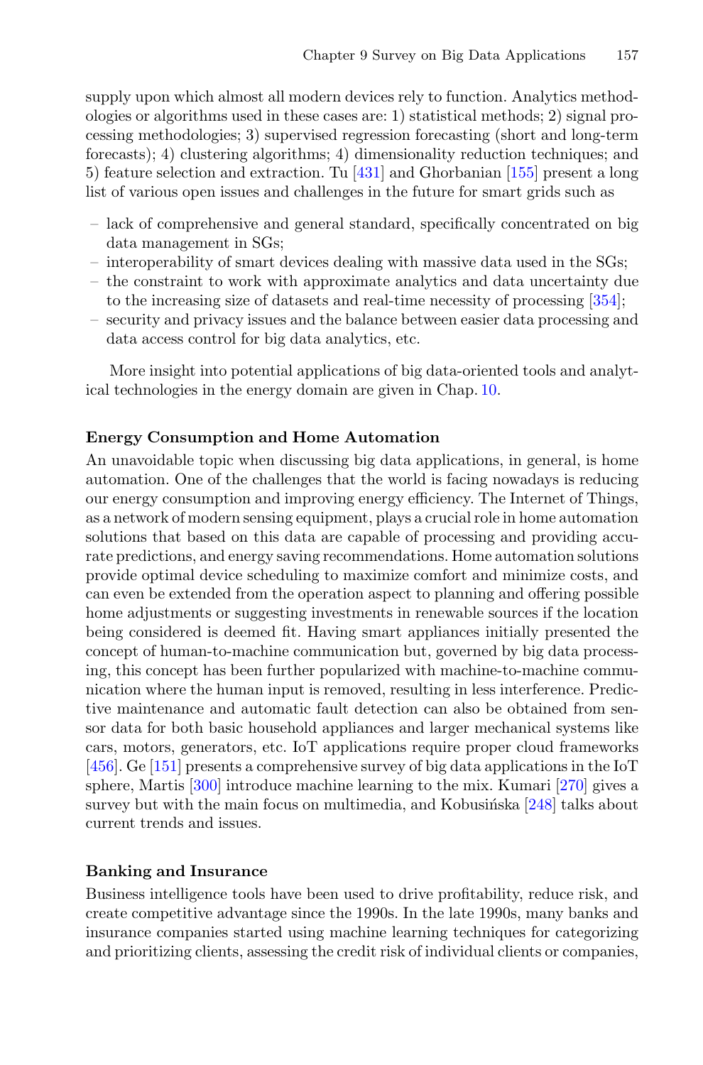supply upon which almost all modern devices rely to function. Analytics methodologies or algorithms used in these cases are: 1) statistical methods; 2) signal processing methodologies; 3) supervised regression forecasting (short and long-term forecasts); 4) clustering algorithms; 4) dimensionality reduction techniques; and 5) feature selection and extraction. Tu [431] and Ghorbanian [155] present a long list of various open issues and challenges in the future for smart grids such as

- lack of comprehensive and general standard, specifically concentrated on big data management in SGs;
- interoperability of smart devices dealing with massive data used in the SGs;
- the constraint to work with approximate analytics and data uncertainty due to the increasing size of datasets and real-time necessity of processing [354];
- security and privacy issues and the balance between easier data processing and data access control for big data analytics, etc.

More insight into potential applications of big data-oriented tools and analytical technologies in the energy domain are given in Chap. 10.

**Energy Consumption and Home Automation**

An unavoidable topic when discussing big data applications, in general, is home automation. One of the challenges that the world is facing nowadays is reducing our energy consumption and improving energy efficiency. The Internet of Things, as a network of modern sensing equipment, plays a crucial role in home automation solutions that based on this data are capable of processing and providing accurate predictions, and energy saving recommendations. Home automation solutions provide optimal device scheduling to maximize comfort and minimize costs, and can even be extended from the operation aspect to planning and offering possible home adjustments or suggesting investments in renewable sources if the location being considered is deemed fit. Having smart appliances initially presented the concept of human-to-machine communication but, governed by big data processing, this concept has been further popularized with machine-to-machine communication where the human input is removed, resulting in less interference. Predictive maintenance and automatic fault detection can also be obtained from sensor data for both basic household appliances and larger mechanical systems like cars, motors, generators, etc. IoT applications require proper cloud frameworks [456]. Ge [151] presents a comprehensive survey of big data applications in the IoT sphere, Martis [300] introduce machine learning to the mix. Kumari [270] gives a survey but with the main focus on multimedia, and Kobusińska [248] talks about current trends and issues.

**Banking and Insurance**

Business intelligence tools have been used to drive profitability, reduce risk, and create competitive advantage since the 1990s. In the late 1990s, many banks and insurance companies started using machine learning techniques for categorizing and prioritizing clients, assessing the credit risk of individual clients or companies,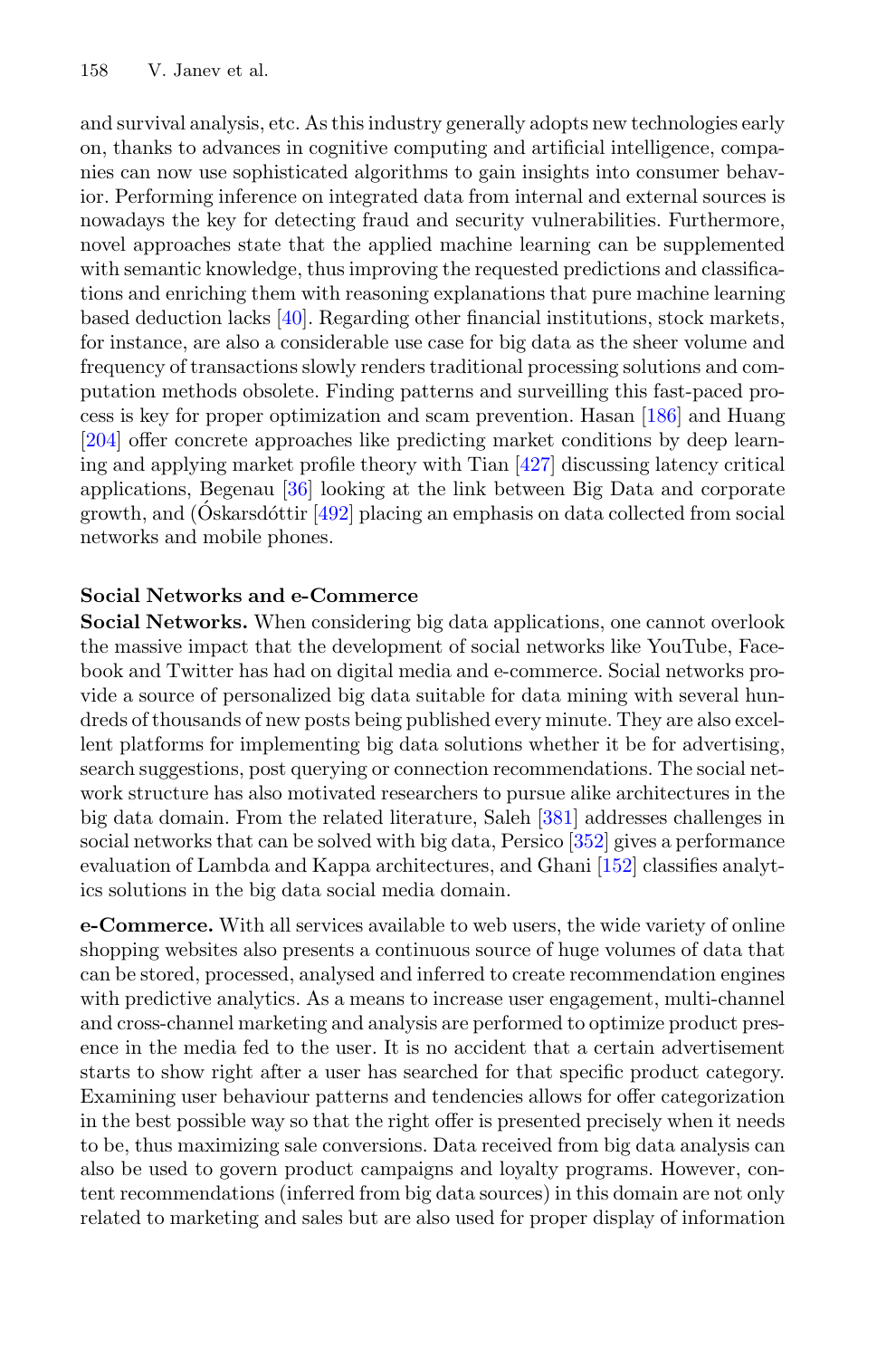and survival analysis, etc. As this industry generally adopts new technologies early on, thanks to advances in cognitive computing and artificial intelligence, companies can now use sophisticated algorithms to gain insights into consumer behavior. Performing inference on integrated data from internal and external sources is nowadays the key for detecting fraud and security vulnerabilities. Furthermore, novel approaches state that the applied machine learning can be supplemented with semantic knowledge, thus improving the requested predictions and classifications and enriching them with reasoning explanations that pure machine learning based deduction lacks [40]. Regarding other financial institutions, stock markets, for instance, are also a considerable use case for big data as the sheer volume and frequency of transactions slowly renders traditional processing solutions and computation methods obsolete. Finding patterns and surveilling this fast-paced process is key for proper optimization and scam prevention. Hasan [186] and Huang [204] offer concrete approaches like predicting market conditions by deep learning and applying market profile theory with Tian [427] discussing latency critical applications, Begenau [36] looking at the link between Big Data and corporate growth, and (Óskarsdóttir [492] placing an emphasis on data collected from social networks and mobile phones.

**Social Networks and e-Commerce**

**Social Networks.** When considering big data applications, one cannot overlook the massive impact that the development of social networks like YouTube, Facebook and Twitter has had on digital media and e-commerce. Social networks provide a source of personalized big data suitable for data mining with several hundreds of thousands of new posts being published every minute. They are also excellent platforms for implementing big data solutions whether it be for advertising, search suggestions, post querying or connection recommendations. The social network structure has also motivated researchers to pursue alike architectures in the big data domain. From the related literature, Saleh [381] addresses challenges in social networks that can be solved with big data, Persico [352] gives a performance evaluation of Lambda and Kappa architectures, and Ghani [152] classifies analytics solutions in the big data social media domain.

**e-Commerce.** With all services available to web users, the wide variety of online shopping websites also presents a continuous source of huge volumes of data that can be stored, processed, analysed and inferred to create recommendation engines with predictive analytics. As a means to increase user engagement, multi-channel and cross-channel marketing and analysis are performed to optimize product presence in the media fed to the user. It is no accident that a certain advertisement starts to show right after a user has searched for that specific product category. Examining user behaviour patterns and tendencies allows for offer categorization in the best possible way so that the right offer is presented precisely when it needs to be, thus maximizing sale conversions. Data received from big data analysis can also be used to govern product campaigns and loyalty programs. However, content recommendations (inferred from big data sources) in this domain are not only related to marketing and sales but are also used for proper display of information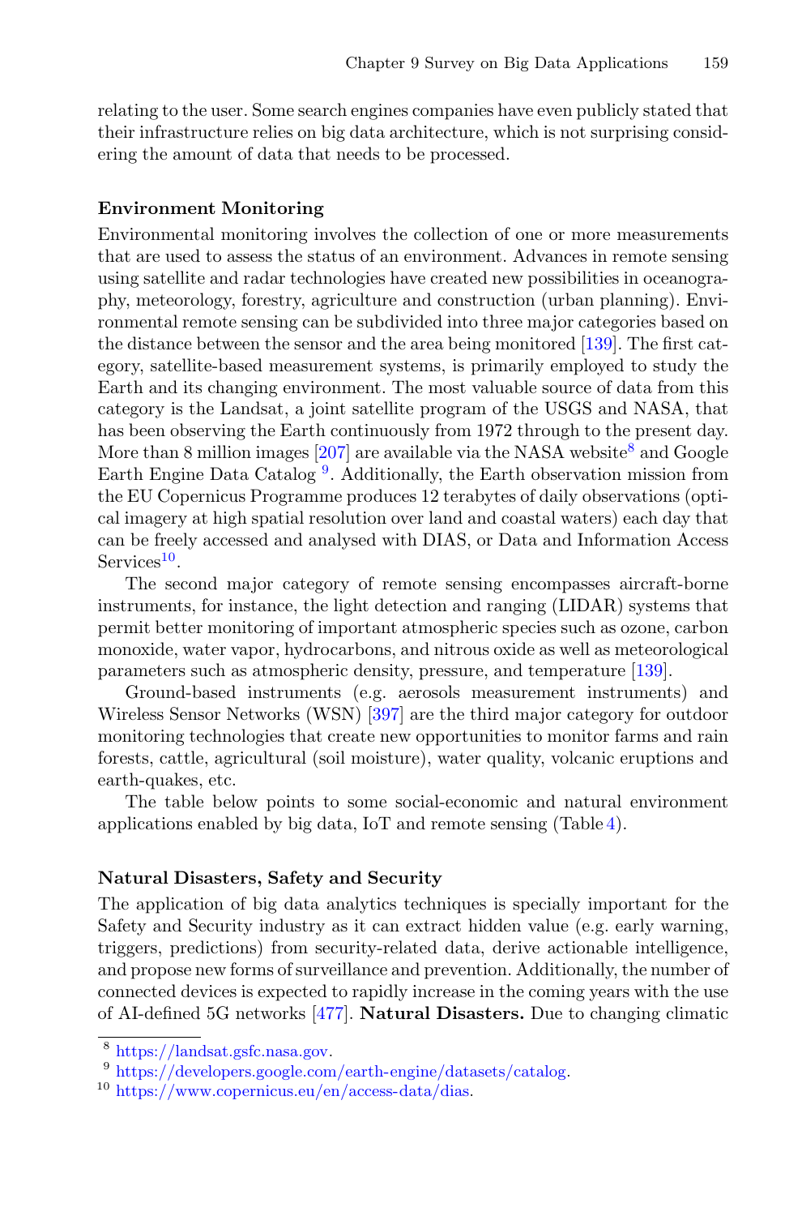relating to the user. Some search engines companies have even publicly stated that their infrastructure relies on big data architecture, which is not surprising considering the amount of data that needs to be processed.

**Environment Monitoring**

Environmental monitoring involves the collection of one or more measurements that are used to assess the status of an environment. Advances in remote sensing using satellite and radar technologies have created new possibilities in oceanography, meteorology, forestry, agriculture and construction (urban planning). Environmental remote sensing can be subdivided into three major categories based on the distance between the sensor and the area being monitored [139]. The first category, satellite-based measurement systems, is primarily employed to study the Earth and its changing environment. The most valuable source of data from this category is the Landsat, a joint satellite program of the USGS and NASA, that has been observing the Earth continuously from 1972 through to the present day. More than 8 million images [207] are available via the NASA website[8] and Google Earth Engine Data Catalog [9]. Additionally, the Earth observation mission from the EU Copernicus Programme produces 12 terabytes of daily observations (optical imagery at high spatial resolution over land and coastal waters) each day that can be freely accessed and analysed with DIAS, or Data and Information Access Services[10].

The second major category of remote sensing encompasses aircraft-borne instruments, for instance, the light detection and ranging (LIDAR) systems that permit better monitoring of important atmospheric species such as ozone, carbon monoxide, water vapor, hydrocarbons, and nitrous oxide as well as meteorological parameters such as atmospheric density, pressure, and temperature [139].

Ground-based instruments (e.g. aerosols measurement instruments) and Wireless Sensor Networks (WSN) [397] are the third major category for outdoor monitoring technologies that create new opportunities to monitor farms and rain forests, cattle, agricultural (soil moisture), water quality, volcanic eruptions and earth-quakes, etc.

The table below points to some social-economic and natural environment applications enabled by big data, IoT and remote sensing (Table 4).

**Natural Disasters, Safety and Security**

The application of big data analytics techniques is specially important for the Safety and Security industry as it can extract hidden value (e.g. early warning, triggers, predictions) from security-related data, derive actionable intelligence, and propose new forms of surveillance and prevention. Additionally, the number of connected devices is expected to rapidly increase in the coming years with the use of AI-defined 5G networks [477]. **Natural Disasters.** Due to changing climatic

[8] https://landsat.gsfc.nasa.gov.

[9] https://developers.google.com/earth-engine/datasets/catalog.

[10] https://www.copernicus.eu/en/access-data/dias.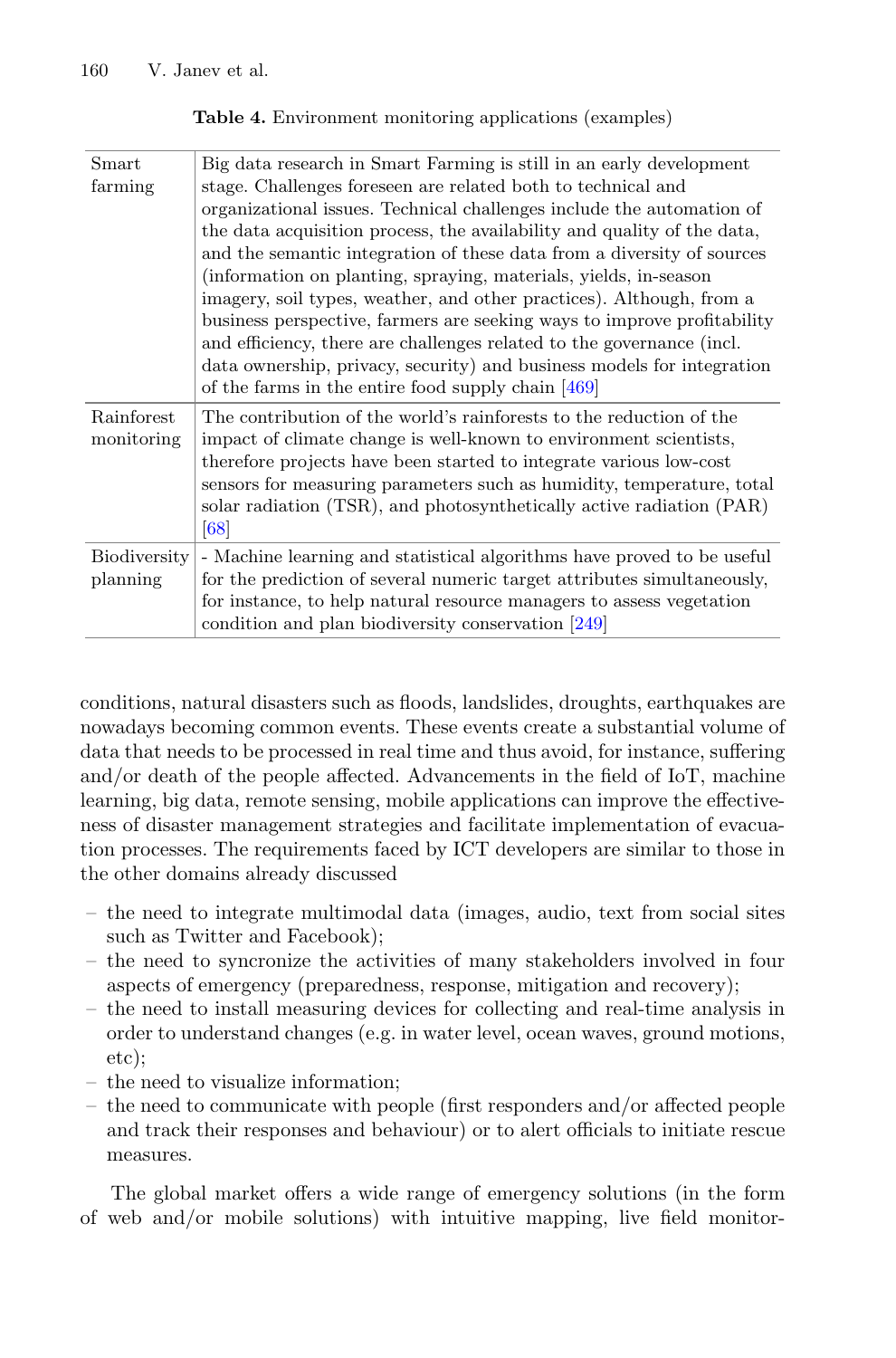**Table 4.** Environment monitoring applications (examples)

| | |
|---|---|
| Smart farming | Big data research in Smart Farming is still in an early development stage. Challenges foreseen are related both to technical and organizational issues. Technical challenges include the automation of the data acquisition process, the availability and quality of the data, and the semantic integration of these data from a diversity of sources (information on planting, spraying, materials, yields, in-season imagery, soil types, weather, and other practices). Although, from a business perspective, farmers are seeking ways to improve profitability and efficiency, there are challenges related to the governance (incl. data ownership, privacy, security) and business models for integration of the farms in the entire food supply chain [469] |
| Rainforest monitoring | The contribution of the world's rainforests to the reduction of the impact of climate change is well-known to environment scientists, therefore projects have been started to integrate various low-cost sensors for measuring parameters such as humidity, temperature, total solar radiation (TSR), and photosynthetically active radiation (PAR) [68] |
| Biodiversity planning | - Machine learning and statistical algorithms have proved to be useful for the prediction of several numeric target attributes simultaneously, for instance, to help natural resource managers to assess vegetation condition and plan biodiversity conservation [249] |

conditions, natural disasters such as floods, landslides, droughts, earthquakes are nowadays becoming common events. These events create a substantial volume of data that needs to be processed in real time and thus avoid, for instance, suffering and/or death of the people affected. Advancements in the field of IoT, machine learning, big data, remote sensing, mobile applications can improve the effectiveness of disaster management strategies and facilitate implementation of evacuation processes. The requirements faced by ICT developers are similar to those in the other domains already discussed

- the need to integrate multimodal data (images, audio, text from social sites such as Twitter and Facebook);
- the need to syncronize the activities of many stakeholders involved in four aspects of emergency (preparedness, response, mitigation and recovery);
- the need to install measuring devices for collecting and real-time analysis in order to understand changes (e.g. in water level, ocean waves, ground motions, etc);
- the need to visualize information;
- the need to communicate with people (first responders and/or affected people and track their responses and behaviour) or to alert officials to initiate rescue measures.

The global market offers a wide range of emergency solutions (in the form of web and/or mobile solutions) with intuitive mapping, live field monitor-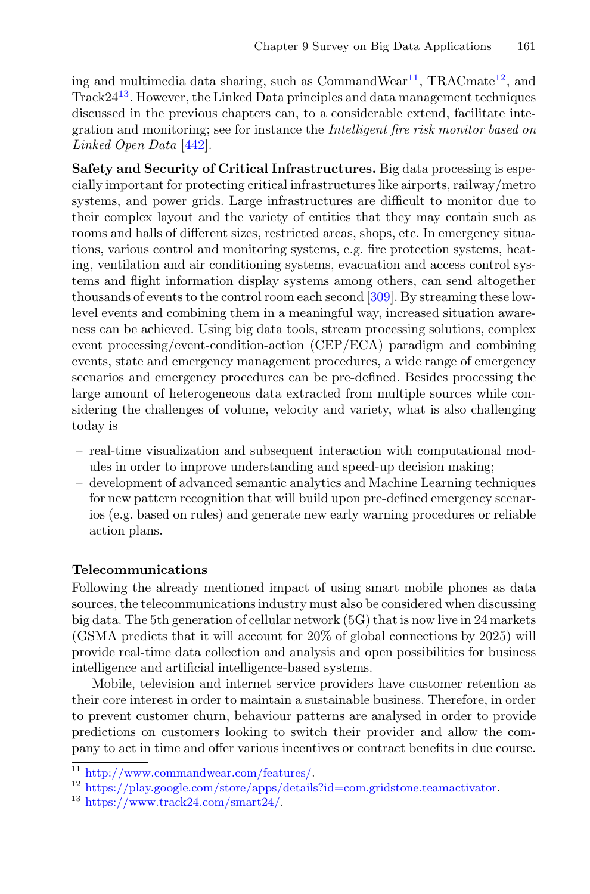ing and multimedia data sharing, such as CommandWear[11], TRACmate[12], and Track24[13]. However, the Linked Data principles and data management techniques discussed in the previous chapters can, to a considerable extend, facilitate integration and monitoring; see for instance the *Intelligent fire risk monitor based on Linked Open Data* [442].

**Safety and Security of Critical Infrastructures.** Big data processing is especially important for protecting critical infrastructures like airports, railway/metro systems, and power grids. Large infrastructures are difficult to monitor due to their complex layout and the variety of entities that they may contain such as rooms and halls of different sizes, restricted areas, shops, etc. In emergency situations, various control and monitoring systems, e.g. fire protection systems, heating, ventilation and air conditioning systems, evacuation and access control systems and flight information display systems among others, can send altogether thousands of events to the control room each second [309]. By streaming these low-level events and combining them in a meaningful way, increased situation awareness can be achieved. Using big data tools, stream processing solutions, complex event processing/event-condition-action (CEP/ECA) paradigm and combining events, state and emergency management procedures, a wide range of emergency scenarios and emergency procedures can be pre-defined. Besides processing the large amount of heterogeneous data extracted from multiple sources while considering the challenges of volume, velocity and variety, what is also challenging today is

- real-time visualization and subsequent interaction with computational modules in order to improve understanding and speed-up decision making;
- development of advanced semantic analytics and Machine Learning techniques for new pattern recognition that will build upon pre-defined emergency scenarios (e.g. based on rules) and generate new early warning procedures or reliable action plans.

**Telecommunications**

Following the already mentioned impact of using smart mobile phones as data sources, the telecommunications industry must also be considered when discussing big data. The 5th generation of cellular network (5G) that is now live in 24 markets (GSMA predicts that it will account for 20% of global connections by 2025) will provide real-time data collection and analysis and open possibilities for business intelligence and artificial intelligence-based systems.

Mobile, television and internet service providers have customer retention as their core interest in order to maintain a sustainable business. Therefore, in order to prevent customer churn, behaviour patterns are analysed in order to provide predictions on customers looking to switch their provider and allow the company to act in time and offer various incentives or contract benefits in due course.

[11] http://www.commandwear.com/features/.
[12] https://play.google.com/store/apps/details?id=com.gridstone.teamactivator.
[13] https://www.track24.com/smart24/.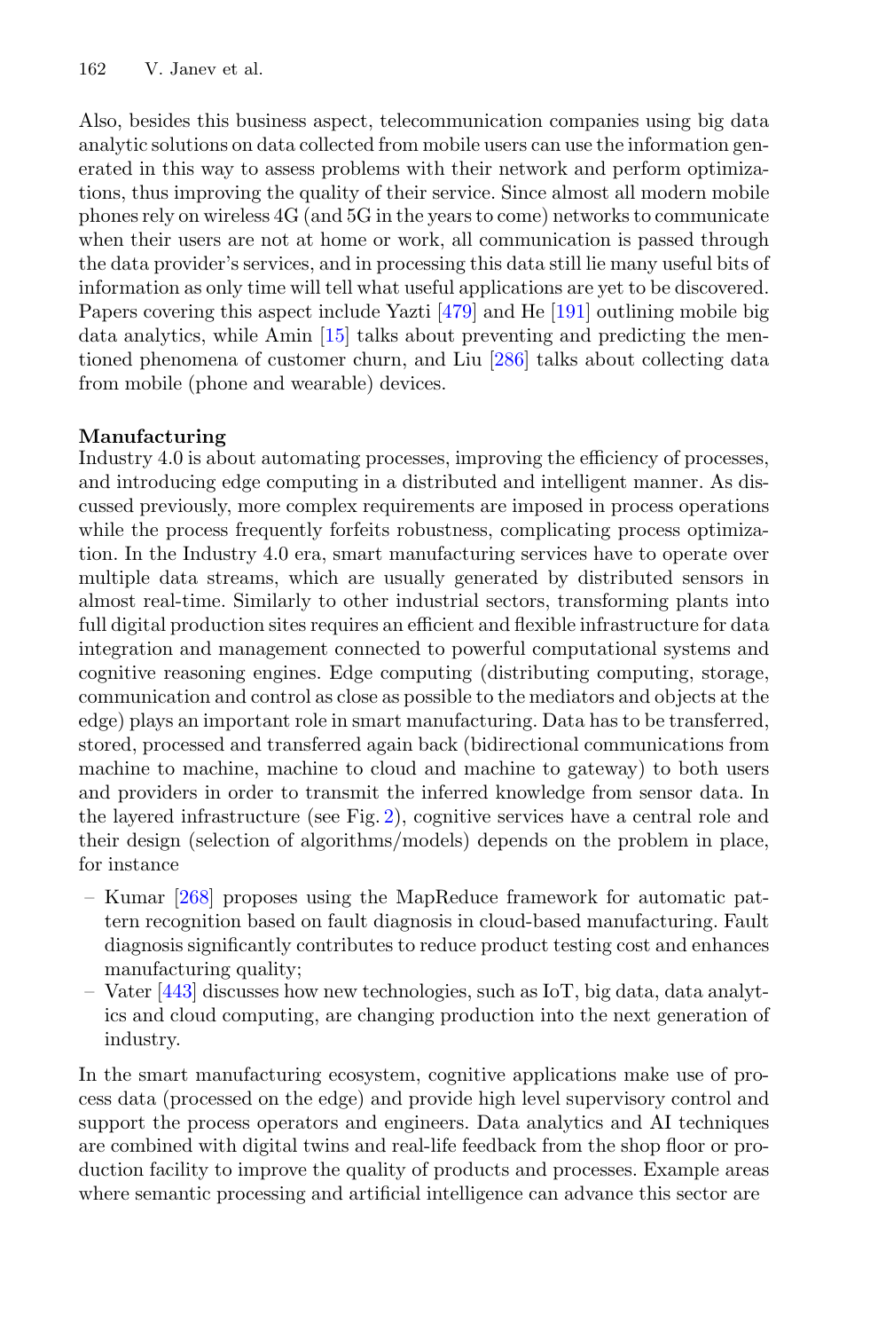Also, besides this business aspect, telecommunication companies using big data analytic solutions on data collected from mobile users can use the information generated in this way to assess problems with their network and perform optimizations, thus improving the quality of their service. Since almost all modern mobile phones rely on wireless 4G (and 5G in the years to come) networks to communicate when their users are not at home or work, all communication is passed through the data provider's services, and in processing this data still lie many useful bits of information as only time will tell what useful applications are yet to be discovered. Papers covering this aspect include Yazti [479] and He [191] outlining mobile big data analytics, while Amin [15] talks about preventing and predicting the mentioned phenomena of customer churn, and Liu [286] talks about collecting data from mobile (phone and wearable) devices.

**Manufacturing**
Industry 4.0 is about automating processes, improving the efficiency of processes, and introducing edge computing in a distributed and intelligent manner. As discussed previously, more complex requirements are imposed in process operations while the process frequently forfeits robustness, complicating process optimization. In the Industry 4.0 era, smart manufacturing services have to operate over multiple data streams, which are usually generated by distributed sensors in almost real-time. Similarly to other industrial sectors, transforming plants into full digital production sites requires an efficient and flexible infrastructure for data integration and management connected to powerful computational systems and cognitive reasoning engines. Edge computing (distributing computing, storage, communication and control as close as possible to the mediators and objects at the edge) plays an important role in smart manufacturing. Data has to be transferred, stored, processed and transferred again back (bidirectional communications from machine to machine, machine to cloud and machine to gateway) to both users and providers in order to transmit the inferred knowledge from sensor data. In the layered infrastructure (see Fig. 2), cognitive services have a central role and their design (selection of algorithms/models) depends on the problem in place, for instance

- Kumar [268] proposes using the MapReduce framework for automatic pattern recognition based on fault diagnosis in cloud-based manufacturing. Fault diagnosis significantly contributes to reduce product testing cost and enhances manufacturing quality;
- Vater [443] discusses how new technologies, such as IoT, big data, data analytics and cloud computing, are changing production into the next generation of industry.

In the smart manufacturing ecosystem, cognitive applications make use of process data (processed on the edge) and provide high level supervisory control and support the process operators and engineers. Data analytics and AI techniques are combined with digital twins and real-life feedback from the shop floor or production facility to improve the quality of products and processes. Example areas where semantic processing and artificial intelligence can advance this sector are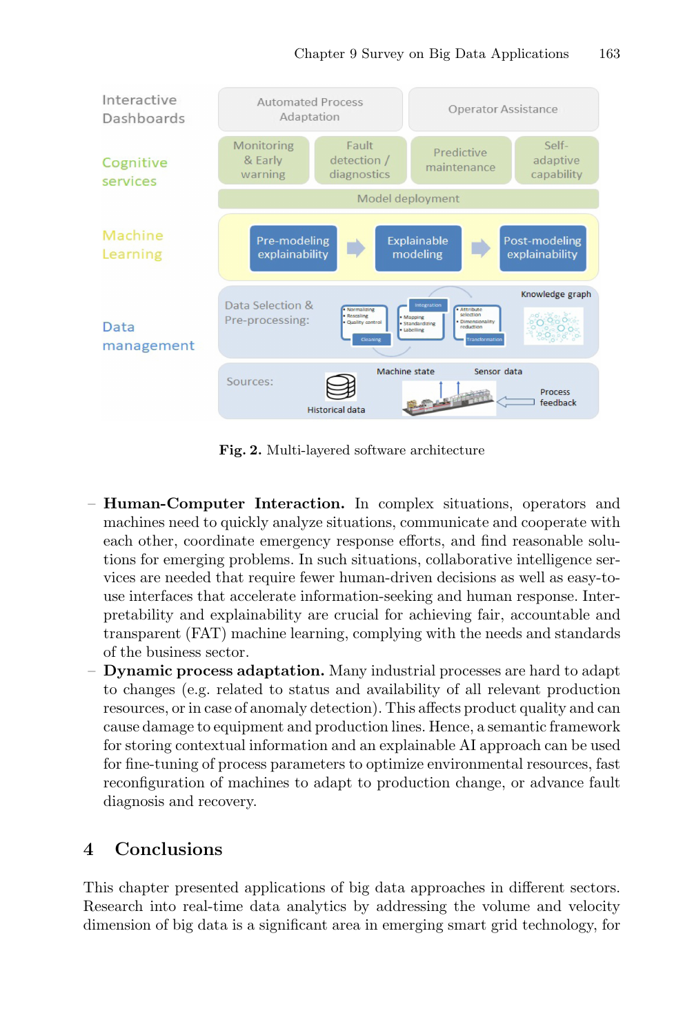Fig. 2. Multi-layered software architecture

- **Human-Computer Interaction.** In complex situations, operators and machines need to quickly analyze situations, communicate and cooperate with each other, coordinate emergency response efforts, and find reasonable solutions for emerging problems. In such situations, collaborative intelligence services are needed that require fewer human-driven decisions as well as easy-to-use interfaces that accelerate information-seeking and human response. Interpretability and explainability are crucial for achieving fair, accountable and transparent (FAT) machine learning, complying with the needs and standards of the business sector.
- **Dynamic process adaptation.** Many industrial processes are hard to adapt to changes (e.g. related to status and availability of all relevant production resources, or in case of anomaly detection). This affects product quality and can cause damage to equipment and production lines. Hence, a semantic framework for storing contextual information and an explainable AI approach can be used for fine-tuning of process parameters to optimize environmental resources, fast reconfiguration of machines to adapt to production change, or advance fault diagnosis and recovery.

## 4 Conclusions

This chapter presented applications of big data approaches in different sectors. Research into real-time data analytics by addressing the volume and velocity dimension of big data is a significant area in emerging smart grid technology, for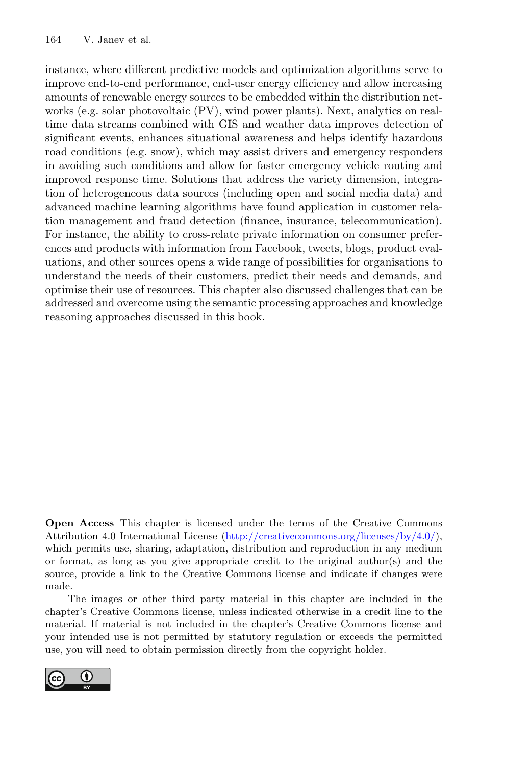instance, where different predictive models and optimization algorithms serve to improve end-to-end performance, end-user energy efficiency and allow increasing amounts of renewable energy sources to be embedded within the distribution networks (e.g. solar photovoltaic (PV), wind power plants). Next, analytics on real-time data streams combined with GIS and weather data improves detection of significant events, enhances situational awareness and helps identify hazardous road conditions (e.g. snow), which may assist drivers and emergency responders in avoiding such conditions and allow for faster emergency vehicle routing and improved response time. Solutions that address the variety dimension, integration of heterogeneous data sources (including open and social media data) and advanced machine learning algorithms have found application in customer relation management and fraud detection (finance, insurance, telecommunication). For instance, the ability to cross-relate private information on consumer preferences and products with information from Facebook, tweets, blogs, product evaluations, and other sources opens a wide range of possibilities for organisations to understand the needs of their customers, predict their needs and demands, and optimise their use of resources. This chapter also discussed challenges that can be addressed and overcome using the semantic processing approaches and knowledge reasoning approaches discussed in this book.

**Open Access** This chapter is licensed under the terms of the Creative Commons Attribution 4.0 International License (http://creativecommons.org/licenses/by/4.0/), which permits use, sharing, adaptation, distribution and reproduction in any medium or format, as long as you give appropriate credit to the original author(s) and the source, provide a link to the Creative Commons license and indicate if changes were made.

The images or other third party material in this chapter are included in the chapter's Creative Commons license, unless indicated otherwise in a credit line to the material. If material is not included in the chapter's Creative Commons license and your intended use is not permitted by statutory regulation or exceeds the permitted use, you will need to obtain permission directly from the copyright holder.